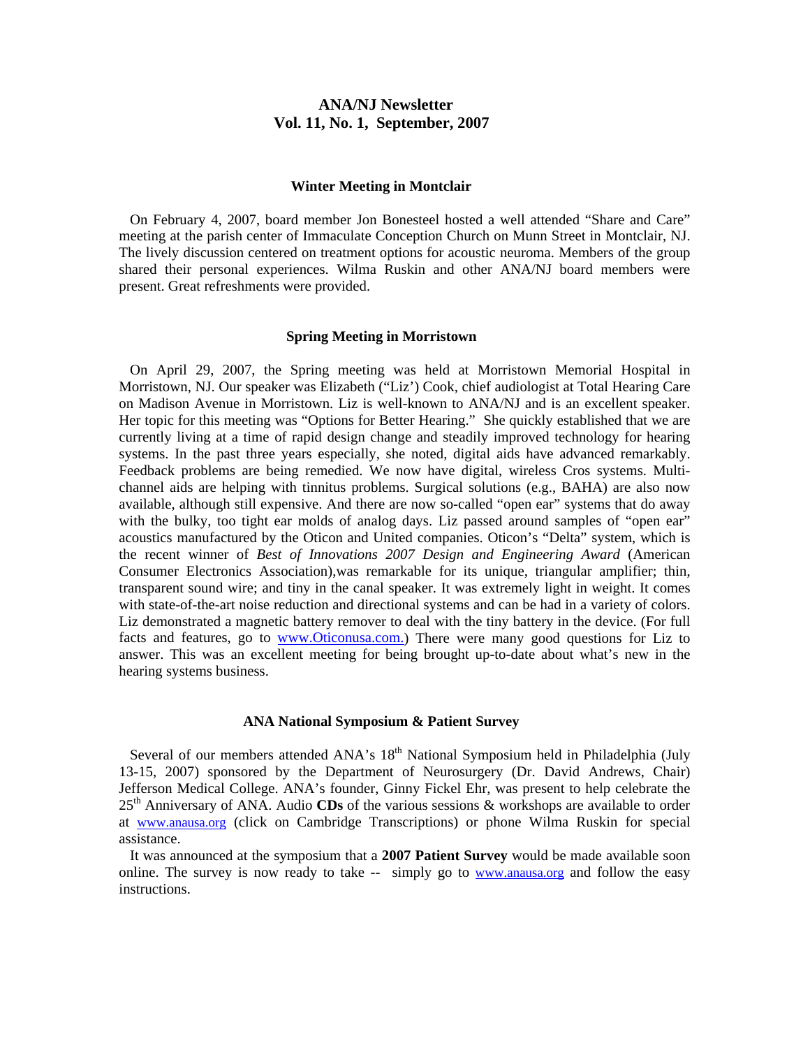# ANA/NJ Newsletter
# Vol. 11, No. 1, September, 2007

## Winter Meeting in Montclair

On February 4, 2007, board member Jon Bonesteel hosted a well attended "Share and Care" meeting at the parish center of Immaculate Conception Church on Munn Street in Montclair, NJ. The lively discussion centered on treatment options for acoustic neuroma. Members of the group shared their personal experiences. Wilma Ruskin and other ANA/NJ board members were present. Great refreshments were provided.

## Spring Meeting in Morristown

On April 29, 2007, the Spring meeting was held at Morristown Memorial Hospital in Morristown, NJ. Our speaker was Elizabeth ("Liz') Cook, chief audiologist at Total Hearing Care on Madison Avenue in Morristown. Liz is well-known to ANA/NJ and is an excellent speaker. Her topic for this meeting was "Options for Better Hearing." She quickly established that we are currently living at a time of rapid design change and steadily improved technology for hearing systems. In the past three years especially, she noted, digital aids have advanced remarkably. Feedback problems are being remedied. We now have digital, wireless Cros systems. Multi-channel aids are helping with tinnitus problems. Surgical solutions (e.g., BAHA) are also now available, although still expensive. And there are now so-called "open ear" systems that do away with the bulky, too tight ear molds of analog days. Liz passed around samples of "open ear" acoustics manufactured by the Oticon and United companies. Oticon's "Delta" system, which is the recent winner of *Best of Innovations 2007 Design and Engineering Award* (American Consumer Electronics Association),was remarkable for its unique, triangular amplifier; thin, transparent sound wire; and tiny in the canal speaker. It was extremely light in weight. It comes with state-of-the-art noise reduction and directional systems and can be had in a variety of colors. Liz demonstrated a magnetic battery remover to deal with the tiny battery in the device. (For full facts and features, go to www.Oticonusa.com.) There were many good questions for Liz to answer. This was an excellent meeting for being brought up-to-date about what's new in the hearing systems business.

## ANA National Symposium & Patient Survey

Several of our members attended ANA's 18th National Symposium held in Philadelphia (July 13-15, 2007) sponsored by the Department of Neurosurgery (Dr. David Andrews, Chair) Jefferson Medical College. ANA's founder, Ginny Fickel Ehr, was present to help celebrate the 25th Anniversary of ANA. Audio **CDs** of the various sessions & workshops are available to order at www.anausa.org (click on Cambridge Transcriptions) or phone Wilma Ruskin for special assistance.

It was announced at the symposium that a **2007 Patient Survey** would be made available soon online. The survey is now ready to take -- simply go to www.anausa.org and follow the easy instructions.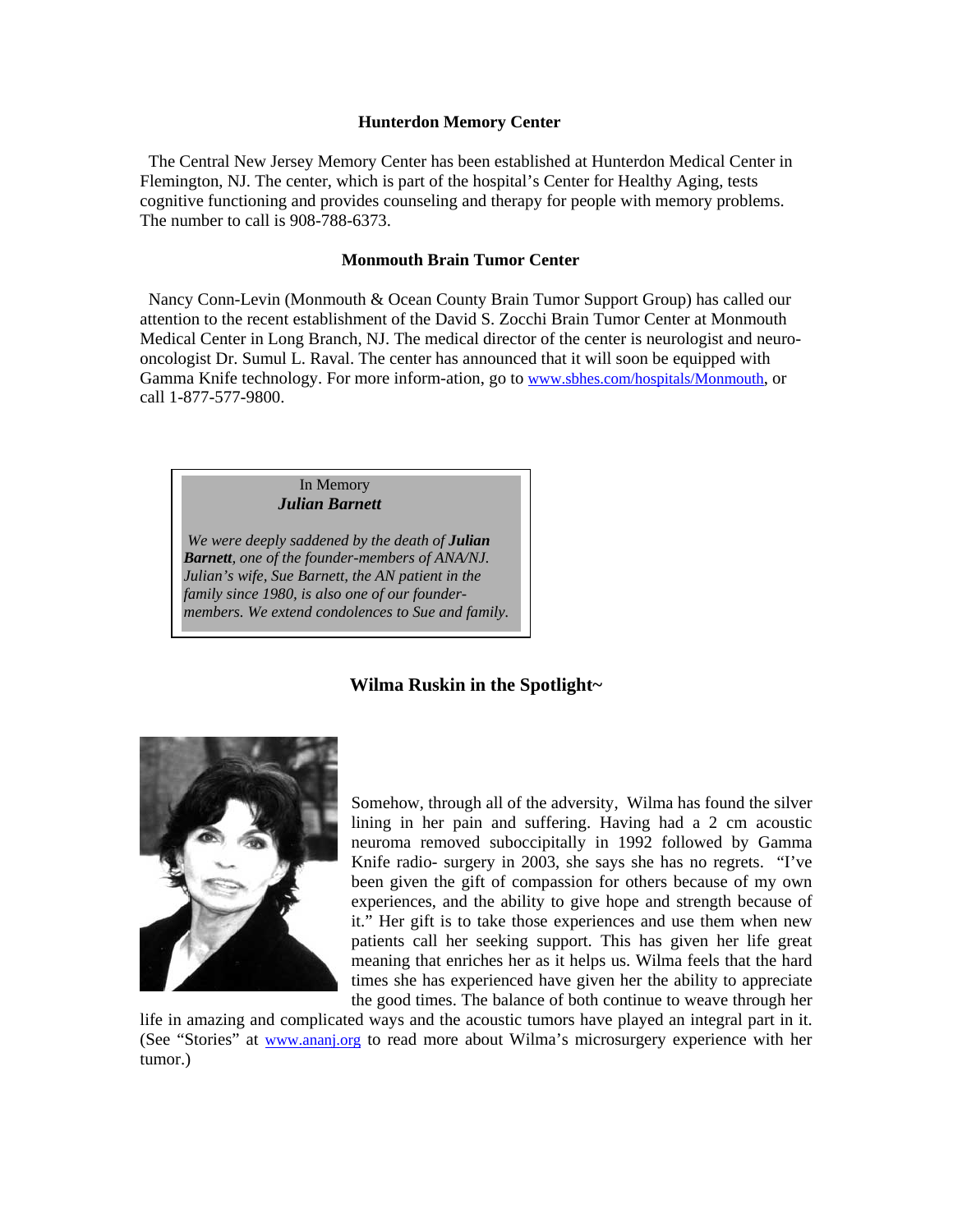### Hunterdon Memory Center

The Central New Jersey Memory Center has been established at Hunterdon Medical Center in Flemington, NJ. The center, which is part of the hospital's Center for Healthy Aging, tests cognitive functioning and provides counseling and therapy for people with memory problems. The number to call is 908-788-6373.

### Monmouth Brain Tumor Center

Nancy Conn-Levin (Monmouth & Ocean County Brain Tumor Support Group) has called our attention to the recent establishment of the David S. Zocchi Brain Tumor Center at Monmouth Medical Center in Long Branch, NJ. The medical director of the center is neurologist and neuro-oncologist Dr. Sumul L. Raval. The center has announced that it will soon be equipped with Gamma Knife technology. For more inform-ation, go to www.sbhes.com/hospitals/Monmouth, or call 1-877-577-9800.

> In Memory
> ***Julian Barnett***
>
> *We were deeply saddened by the death of **Julian Barnett**, one of the founder-members of ANA/NJ. Julian's wife, Sue Barnett, the AN patient in the family since 1980, is also one of our founder-members. We extend condolences to Sue and family.*

### Wilma Ruskin in the Spotlight~

Somehow, through all of the adversity, Wilma has found the silver lining in her pain and suffering. Having had a 2 cm acoustic neuroma removed suboccipitally in 1992 followed by Gamma Knife radio- surgery in 2003, she says she has no regrets. "I've been given the gift of compassion for others because of my own experiences, and the ability to give hope and strength because of it." Her gift is to take those experiences and use them when new patients call her seeking support. This has given her life great meaning that enriches her as it helps us. Wilma feels that the hard times she has experienced have given her the ability to appreciate the good times. The balance of both continue to weave through her life in amazing and complicated ways and the acoustic tumors have played an integral part in it. (See "Stories" at www.ananj.org to read more about Wilma's microsurgery experience with her tumor.)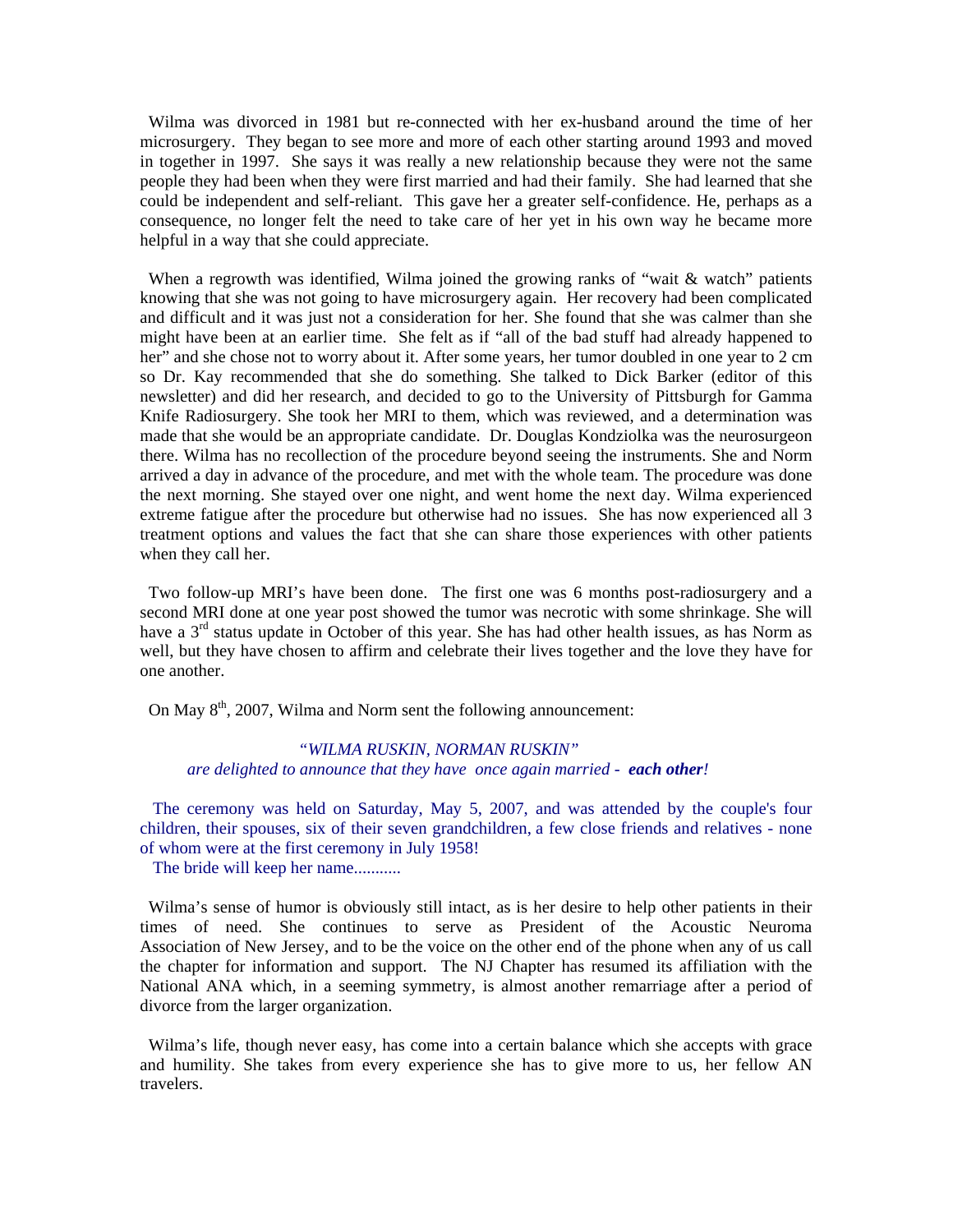Wilma was divorced in 1981 but re-connected with her ex-husband around the time of her microsurgery. They began to see more and more of each other starting around 1993 and moved in together in 1997. She says it was really a new relationship because they were not the same people they had been when they were first married and had their family. She had learned that she could be independent and self-reliant. This gave her a greater self-confidence. He, perhaps as a consequence, no longer felt the need to take care of her yet in his own way he became more helpful in a way that she could appreciate.

When a regrowth was identified, Wilma joined the growing ranks of "wait & watch" patients knowing that she was not going to have microsurgery again. Her recovery had been complicated and difficult and it was just not a consideration for her. She found that she was calmer than she might have been at an earlier time. She felt as if "all of the bad stuff had already happened to her" and she chose not to worry about it. After some years, her tumor doubled in one year to 2 cm so Dr. Kay recommended that she do something. She talked to Dick Barker (editor of this newsletter) and did her research, and decided to go to the University of Pittsburgh for Gamma Knife Radiosurgery. She took her MRI to them, which was reviewed, and a determination was made that she would be an appropriate candidate. Dr. Douglas Kondziolka was the neurosurgeon there. Wilma has no recollection of the procedure beyond seeing the instruments. She and Norm arrived a day in advance of the procedure, and met with the whole team. The procedure was done the next morning. She stayed over one night, and went home the next day. Wilma experienced extreme fatigue after the procedure but otherwise had no issues. She has now experienced all 3 treatment options and values the fact that she can share those experiences with other patients when they call her.

Two follow-up MRI's have been done. The first one was 6 months post-radiosurgery and a second MRI done at one year post showed the tumor was necrotic with some shrinkage. She will have a 3rd status update in October of this year. She has had other health issues, as has Norm as well, but they have chosen to affirm and celebrate their lives together and the love they have for one another.

On May 8th, 2007, Wilma and Norm sent the following announcement:

*"WILMA RUSKIN, NORMAN RUSKIN"*
*are delighted to announce that they have once again married - **each other**!*

The ceremony was held on Saturday, May 5, 2007, and was attended by the couple's four children, their spouses, six of their seven grandchildren, a few close friends and relatives - none of whom were at the first ceremony in July 1958!
The bride will keep her name...........

Wilma's sense of humor is obviously still intact, as is her desire to help other patients in their times of need. She continues to serve as President of the Acoustic Neuroma Association of New Jersey, and to be the voice on the other end of the phone when any of us call the chapter for information and support. The NJ Chapter has resumed its affiliation with the National ANA which, in a seeming symmetry, is almost another remarriage after a period of divorce from the larger organization.

Wilma's life, though never easy, has come into a certain balance which she accepts with grace and humility. She takes from every experience she has to give more to us, her fellow AN travelers.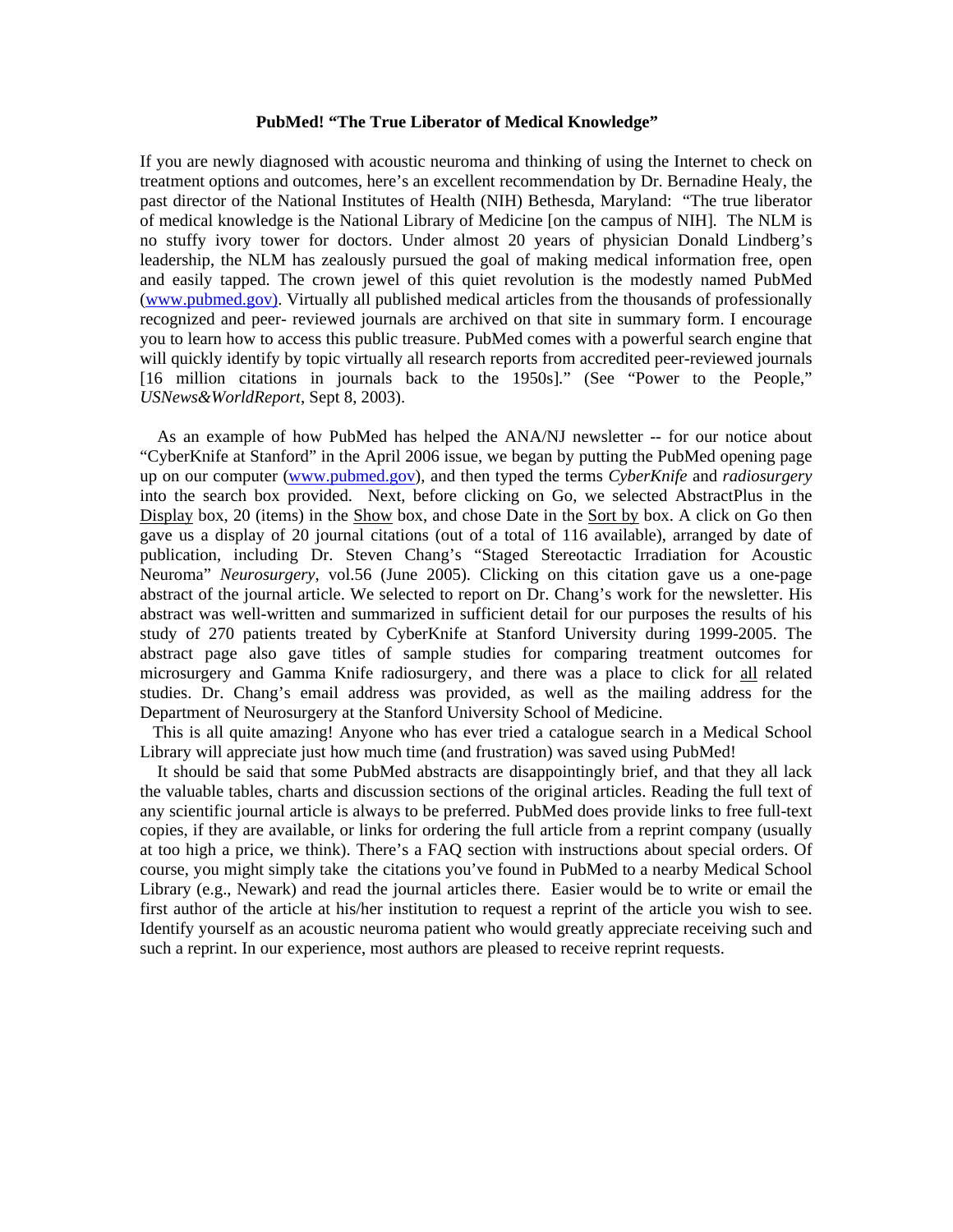**PubMed! "The True Liberator of Medical Knowledge"**

If you are newly diagnosed with acoustic neuroma and thinking of using the Internet to check on treatment options and outcomes, here's an excellent recommendation by Dr. Bernadine Healy, the past director of the National Institutes of Health (NIH) Bethesda, Maryland: "The true liberator of medical knowledge is the National Library of Medicine [on the campus of NIH]. The NLM is no stuffy ivory tower for doctors. Under almost 20 years of physician Donald Lindberg's leadership, the NLM has zealously pursued the goal of making medical information free, open and easily tapped. The crown jewel of this quiet revolution is the modestly named PubMed (www.pubmed.gov). Virtually all published medical articles from the thousands of professionally recognized and peer- reviewed journals are archived on that site in summary form. I encourage you to learn how to access this public treasure. PubMed comes with a powerful search engine that will quickly identify by topic virtually all research reports from accredited peer-reviewed journals [16 million citations in journals back to the 1950s]." (See "Power to the People," *USNews&WorldReport*, Sept 8, 2003).

As an example of how PubMed has helped the ANA/NJ newsletter -- for our notice about "CyberKnife at Stanford" in the April 2006 issue, we began by putting the PubMed opening page up on our computer (www.pubmed.gov), and then typed the terms *CyberKnife* and *radiosurgery* into the search box provided. Next, before clicking on Go, we selected AbstractPlus in the Display box, 20 (items) in the Show box, and chose Date in the Sort by box. A click on Go then gave us a display of 20 journal citations (out of a total of 116 available), arranged by date of publication, including Dr. Steven Chang's "Staged Stereotactic Irradiation for Acoustic Neuroma" *Neurosurgery*, vol.56 (June 2005). Clicking on this citation gave us a one-page abstract of the journal article. We selected to report on Dr. Chang's work for the newsletter. His abstract was well-written and summarized in sufficient detail for our purposes the results of his study of 270 patients treated by CyberKnife at Stanford University during 1999-2005. The abstract page also gave titles of sample studies for comparing treatment outcomes for microsurgery and Gamma Knife radiosurgery, and there was a place to click for all related studies. Dr. Chang's email address was provided, as well as the mailing address for the Department of Neurosurgery at the Stanford University School of Medicine.

This is all quite amazing! Anyone who has ever tried a catalogue search in a Medical School Library will appreciate just how much time (and frustration) was saved using PubMed!

It should be said that some PubMed abstracts are disappointingly brief, and that they all lack the valuable tables, charts and discussion sections of the original articles. Reading the full text of any scientific journal article is always to be preferred. PubMed does provide links to free full-text copies, if they are available, or links for ordering the full article from a reprint company (usually at too high a price, we think). There's a FAQ section with instructions about special orders. Of course, you might simply take the citations you've found in PubMed to a nearby Medical School Library (e.g., Newark) and read the journal articles there. Easier would be to write or email the first author of the article at his/her institution to request a reprint of the article you wish to see. Identify yourself as an acoustic neuroma patient who would greatly appreciate receiving such and such a reprint. In our experience, most authors are pleased to receive reprint requests.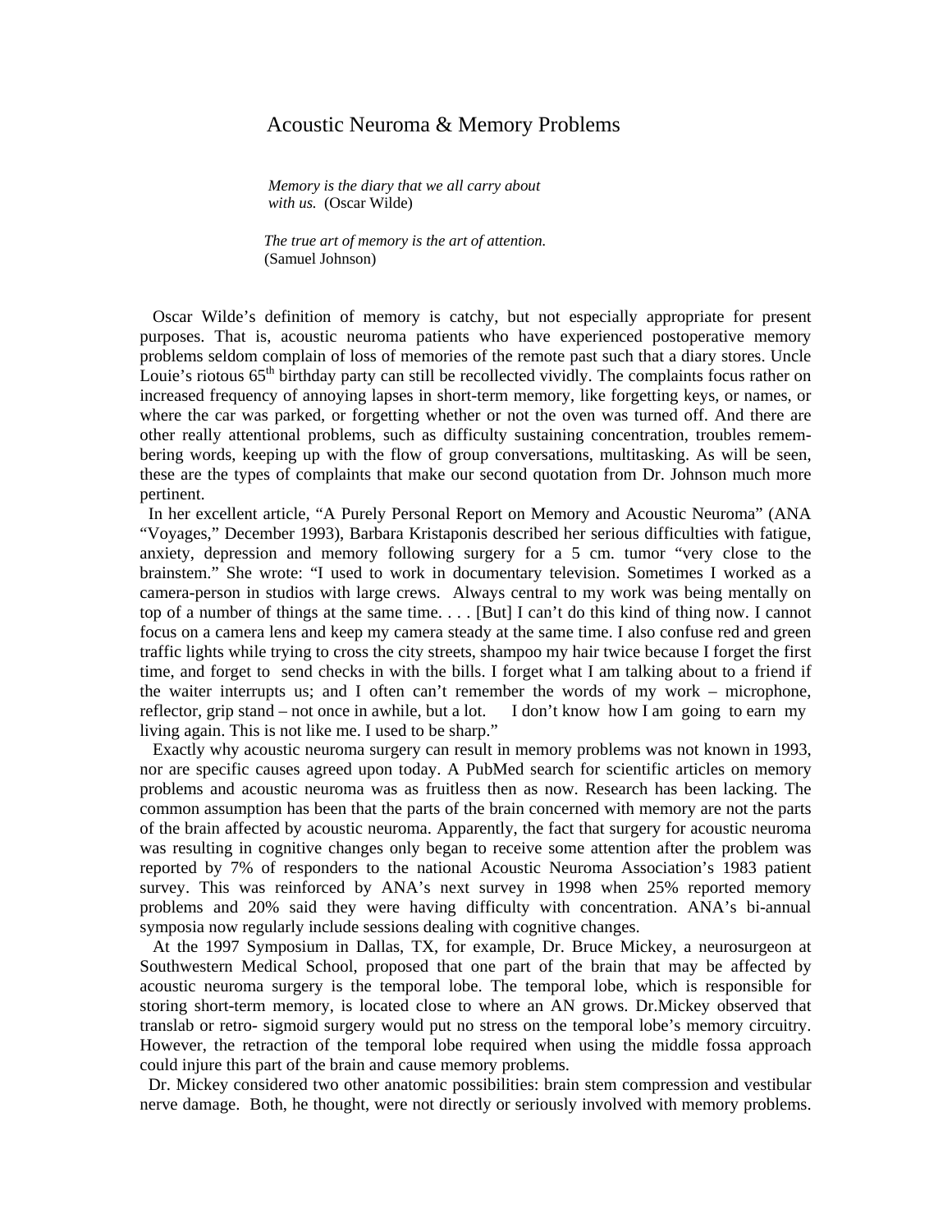# Acoustic Neuroma & Memory Problems

> *Memory is the diary that we all carry about with us.* (Oscar Wilde)

> *The true art of memory is the art of attention.* (Samuel Johnson)

Oscar Wilde's definition of memory is catchy, but not especially appropriate for present purposes. That is, acoustic neuroma patients who have experienced postoperative memory problems seldom complain of loss of memories of the remote past such that a diary stores. Uncle Louie's riotous 65th birthday party can still be recollected vividly. The complaints focus rather on increased frequency of annoying lapses in short-term memory, like forgetting keys, or names, or where the car was parked, or forgetting whether or not the oven was turned off. And there are other really attentional problems, such as difficulty sustaining concentration, troubles remembering words, keeping up with the flow of group conversations, multitasking. As will be seen, these are the types of complaints that make our second quotation from Dr. Johnson much more pertinent.

In her excellent article, "A Purely Personal Report on Memory and Acoustic Neuroma" (ANA "Voyages," December 1993), Barbara Kristaponis described her serious difficulties with fatigue, anxiety, depression and memory following surgery for a 5 cm. tumor "very close to the brainstem." She wrote: "I used to work in documentary television. Sometimes I worked as a camera-person in studios with large crews. Always central to my work was being mentally on top of a number of things at the same time. . . . [But] I can't do this kind of thing now. I cannot focus on a camera lens and keep my camera steady at the same time. I also confuse red and green traffic lights while trying to cross the city streets, shampoo my hair twice because I forget the first time, and forget to send checks in with the bills. I forget what I am talking about to a friend if the waiter interrupts us; and I often can't remember the words of my work – microphone, reflector, grip stand – not once in awhile, but a lot. I don't know how I am going to earn my living again. This is not like me. I used to be sharp."

Exactly why acoustic neuroma surgery can result in memory problems was not known in 1993, nor are specific causes agreed upon today. A PubMed search for scientific articles on memory problems and acoustic neuroma was as fruitless then as now. Research has been lacking. The common assumption has been that the parts of the brain concerned with memory are not the parts of the brain affected by acoustic neuroma. Apparently, the fact that surgery for acoustic neuroma was resulting in cognitive changes only began to receive some attention after the problem was reported by 7% of responders to the national Acoustic Neuroma Association's 1983 patient survey. This was reinforced by ANA's next survey in 1998 when 25% reported memory problems and 20% said they were having difficulty with concentration. ANA's bi-annual symposia now regularly include sessions dealing with cognitive changes.

At the 1997 Symposium in Dallas, TX, for example, Dr. Bruce Mickey, a neurosurgeon at Southwestern Medical School, proposed that one part of the brain that may be affected by acoustic neuroma surgery is the temporal lobe. The temporal lobe, which is responsible for storing short-term memory, is located close to where an AN grows. Dr.Mickey observed that translab or retro- sigmoid surgery would put no stress on the temporal lobe's memory circuitry. However, the retraction of the temporal lobe required when using the middle fossa approach could injure this part of the brain and cause memory problems.

Dr. Mickey considered two other anatomic possibilities: brain stem compression and vestibular nerve damage. Both, he thought, were not directly or seriously involved with memory problems.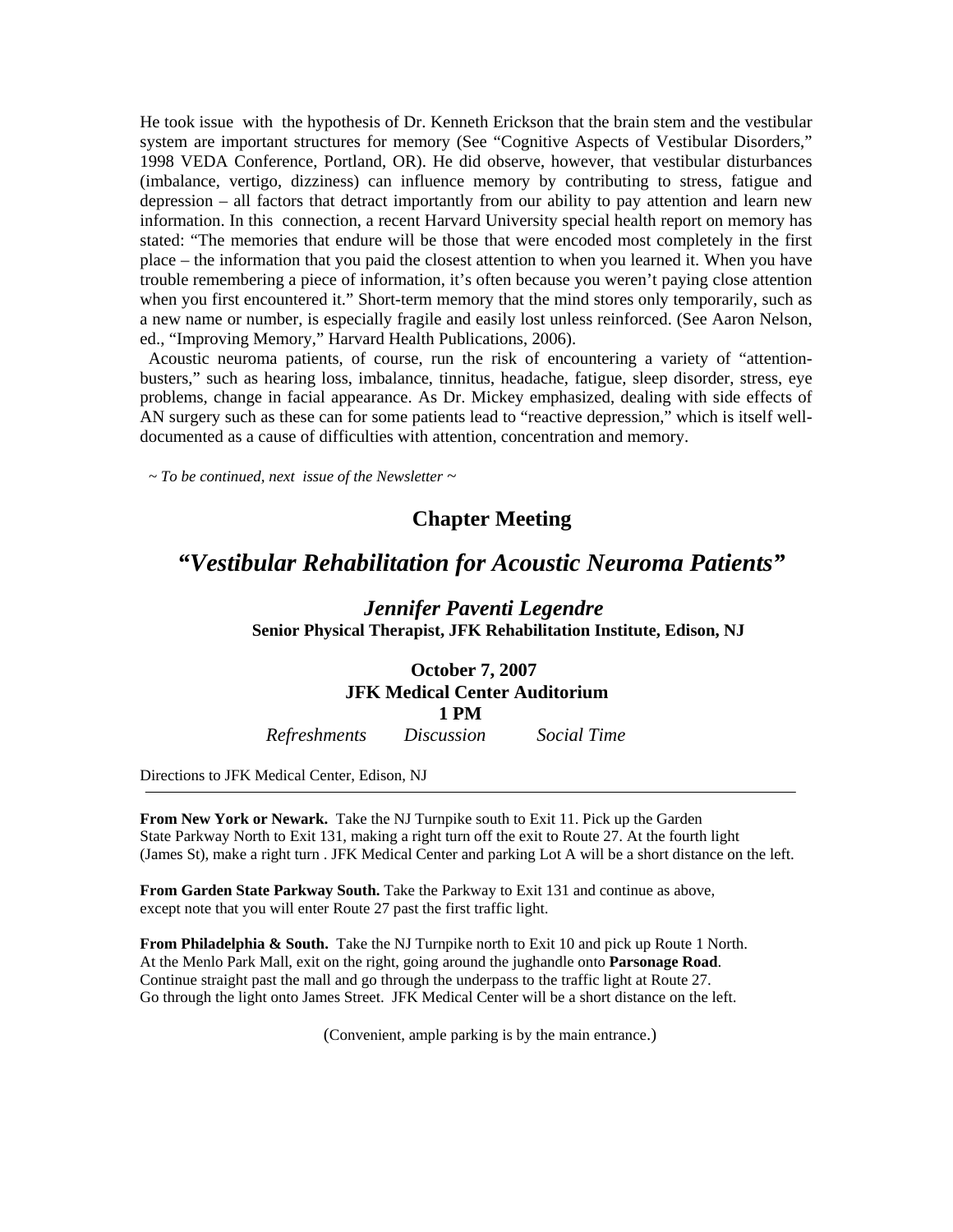He took issue with the hypothesis of Dr. Kenneth Erickson that the brain stem and the vestibular system are important structures for memory (See "Cognitive Aspects of Vestibular Disorders," 1998 VEDA Conference, Portland, OR). He did observe, however, that vestibular disturbances (imbalance, vertigo, dizziness) can influence memory by contributing to stress, fatigue and depression – all factors that detract importantly from our ability to pay attention and learn new information. In this connection, a recent Harvard University special health report on memory has stated: "The memories that endure will be those that were encoded most completely in the first place – the information that you paid the closest attention to when you learned it. When you have trouble remembering a piece of information, it's often because you weren't paying close attention when you first encountered it." Short-term memory that the mind stores only temporarily, such as a new name or number, is especially fragile and easily lost unless reinforced. (See Aaron Nelson, ed., "Improving Memory," Harvard Health Publications, 2006).

Acoustic neuroma patients, of course, run the risk of encountering a variety of "attention-busters," such as hearing loss, imbalance, tinnitus, headache, fatigue, sleep disorder, stress, eye problems, change in facial appearance. As Dr. Mickey emphasized, dealing with side effects of AN surgery such as these can for some patients lead to "reactive depression," which is itself well-documented as a cause of difficulties with attention, concentration and memory.

*~ To be continued, next issue of the Newsletter ~*

## Chapter Meeting

## *"Vestibular Rehabilitation for Acoustic Neuroma Patients"*

### *Jennifer Paventi Legendre*

**Senior Physical Therapist, JFK Rehabilitation Institute, Edison, NJ**

**October 7, 2007**
**JFK Medical Center Auditorium**
**1 PM**

*Refreshments* *Discussion* *Social Time*

Directions to JFK Medical Center, Edison, NJ

---

**From New York or Newark.** Take the NJ Turnpike south to Exit 11. Pick up the Garden State Parkway North to Exit 131, making a right turn off the exit to Route 27. At the fourth light (James St), make a right turn . JFK Medical Center and parking Lot A will be a short distance on the left.

**From Garden State Parkway South.** Take the Parkway to Exit 131 and continue as above, except note that you will enter Route 27 past the first traffic light.

**From Philadelphia & South.** Take the NJ Turnpike north to Exit 10 and pick up Route 1 North. At the Menlo Park Mall, exit on the right, going around the jughandle onto **Parsonage Road**. Continue straight past the mall and go through the underpass to the traffic light at Route 27. Go through the light onto James Street. JFK Medical Center will be a short distance on the left.

(Convenient, ample parking is by the main entrance.)